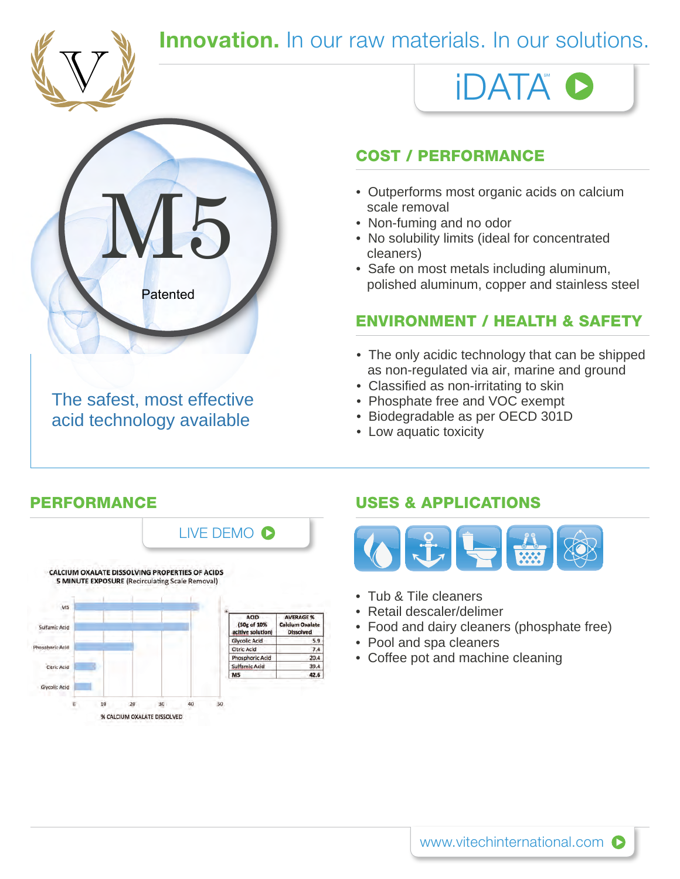**Innovation.** In our raw materials. In our solutions.

iDATA℠

# M5

Patented

The safest, most effective acid technology available

## COST / PERFORMANCE

- Outperforms most organic acids on calcium scale removal
- Non-fuming and no odor
- No solubility limits (ideal for concentrated cleaners)
- Safe on most metals including aluminum, polished aluminum, copper and stainless steel

## ENVIRONMENT / HEALTH & SAFETY

- The only acidic technology that can be shipped as non-regulated via air, marine and ground
- Classified as non-irritating to skin
- Phosphate free and VOC exempt
- Biodegradable as per OECD 301D
- Low aquatic toxicity

## PERFORMANCE

LIVE DEMO

**CALCIUM OXALATE DISSOLVING PROPERTIES OF ACIDS**
**5 MINUTE EXPOSURE** (Recirculating Scale Removal)

| ACID (50g of 10% active solution) | AVERAGE % Calcium Oxalate Dissolved |
|---|---|
| Glycolic Acid | 5.9 |
| Citric Acid | 7.4 |
| Phosphoric Acid | 20.4 |
| Sulfamic Acid | 39.4 |
| M5 | 42.6 |

% CALCIUM OXALATE DISSOLVED

## USES & APPLICATIONS

- Tub & Tile cleaners
- Retail descaler/delimer
- Food and dairy cleaners (phosphate free)
- Pool and spa cleaners
- Coffee pot and machine cleaning

www.vitechinternational.com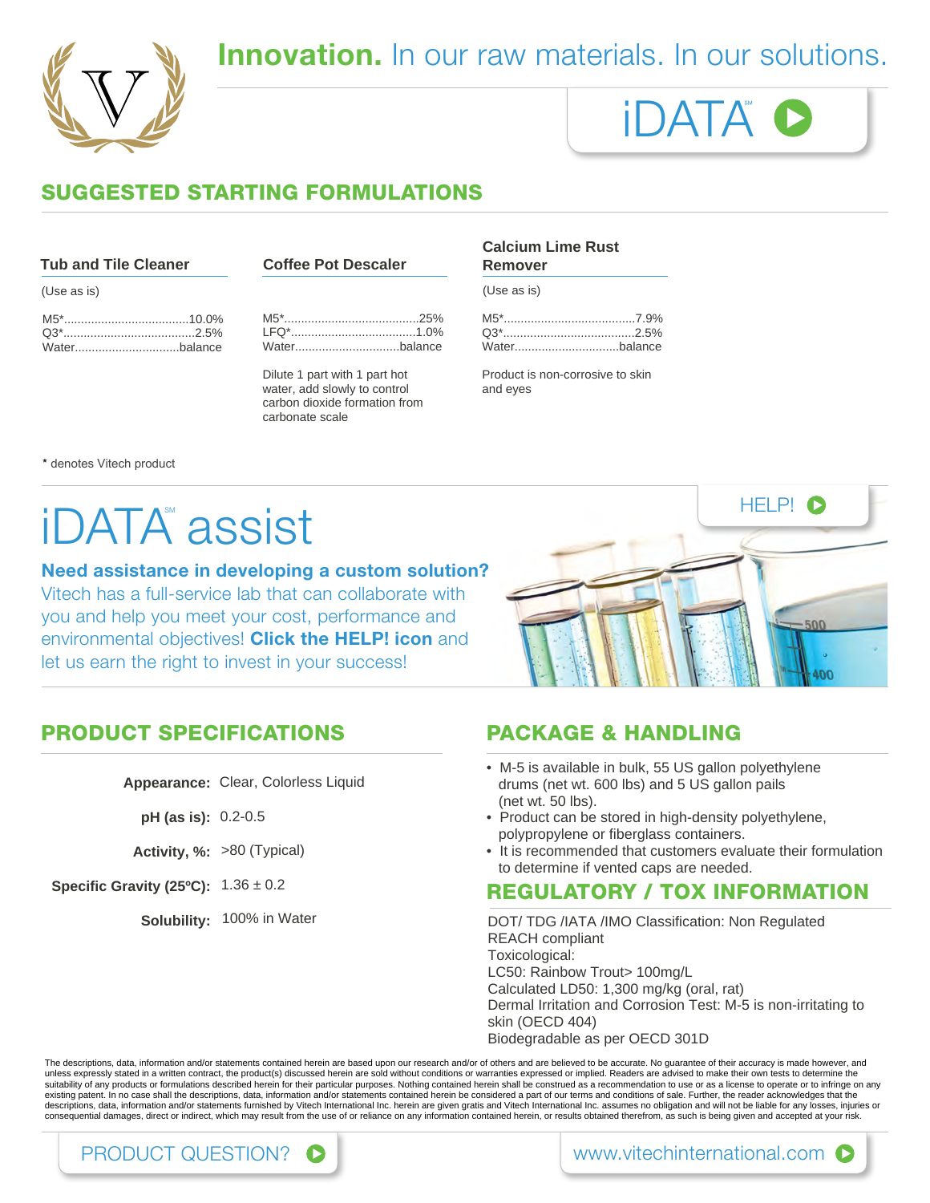Innovation. In our raw materials. In our solutions.

iDATA℠

## SUGGESTED STARTING FORMULATIONS

### Tub and Tile Cleaner

(Use as is)

M5*.....................................10.0%
Q3*.......................................2.5%
Water...............................balance

### Coffee Pot Descaler

M5*........................................25%
LFQ*.....................................1.0%
Water...............................balance

Dilute 1 part with 1 part hot water, add slowly to control carbon dioxide formation from carbonate scale

### Calcium Lime Rust Remover

(Use as is)

M5*.......................................7.9%
Q3*.......................................2.5%
Water...............................balance

Product is non-corrosive to skin and eyes

* denotes Vitech product

## iDATA℠ assist

HELP!

**Need assistance in developing a custom solution?** Vitech has a full-service lab that can collaborate with you and help you meet your cost, performance and environmental objectives! **Click the HELP! icon** and let us earn the right to invest in your success!

## PRODUCT SPECIFICATIONS

| | |
|---|---|
| **Appearance:** | Clear, Colorless Liquid |
| **pH (as is):** | 0.2-0.5 |
| **Activity, %:** | >80 (Typical) |
| **Specific Gravity (25ºC):** | 1.36 ± 0.2 |
| **Solubility:** | 100% in Water |

## PACKAGE & HANDLING

- M-5 is available in bulk, 55 US gallon polyethylene drums (net wt. 600 lbs) and 5 US gallon pails (net wt. 50 lbs).
- Product can be stored in high-density polyethylene, polypropylene or fiberglass containers.
- It is recommended that customers evaluate their formulation to determine if vented caps are needed.

## REGULATORY / TOX INFORMATION

DOT/ TDG /IATA /IMO Classification: Non Regulated
REACH compliant
Toxicological:
LC50: Rainbow Trout> 100mg/L
Calculated LD50: 1,300 mg/kg (oral, rat)
Dermal Irritation and Corrosion Test: M-5 is non-irritating to skin (OECD 404)
Biodegradable as per OECD 301D

The descriptions, data, information and/or statements contained herein are based upon our research and/or of others and are believed to be accurate. No guarantee of their accuracy is made however, and unless expressly stated in a written contract, the product(s) discussed herein are sold without conditions or warranties expressed or implied. Readers are advised to make their own tests to determine the suitability of any products or formulations described herein for their particular purposes. Nothing contained herein shall be construed as a recommendation to use or as a license to operate or to infringe on any existing patent. In no case shall the descriptions, data, information and/or statements contained herein be considered a part of our terms and conditions of sale. Further, the reader acknowledges that the descriptions, data, information and/or statements furnished by Vitech International Inc. herein are given gratis and Vitech International Inc. assumes no obligation and will not be liable for any losses, injuries or consequential damages, direct or indirect, which may result from the use of or reliance on any information contained herein, or results obtained therefrom, as such is being given and accepted at your risk.

PRODUCT QUESTION?

www.vitechinternational.com